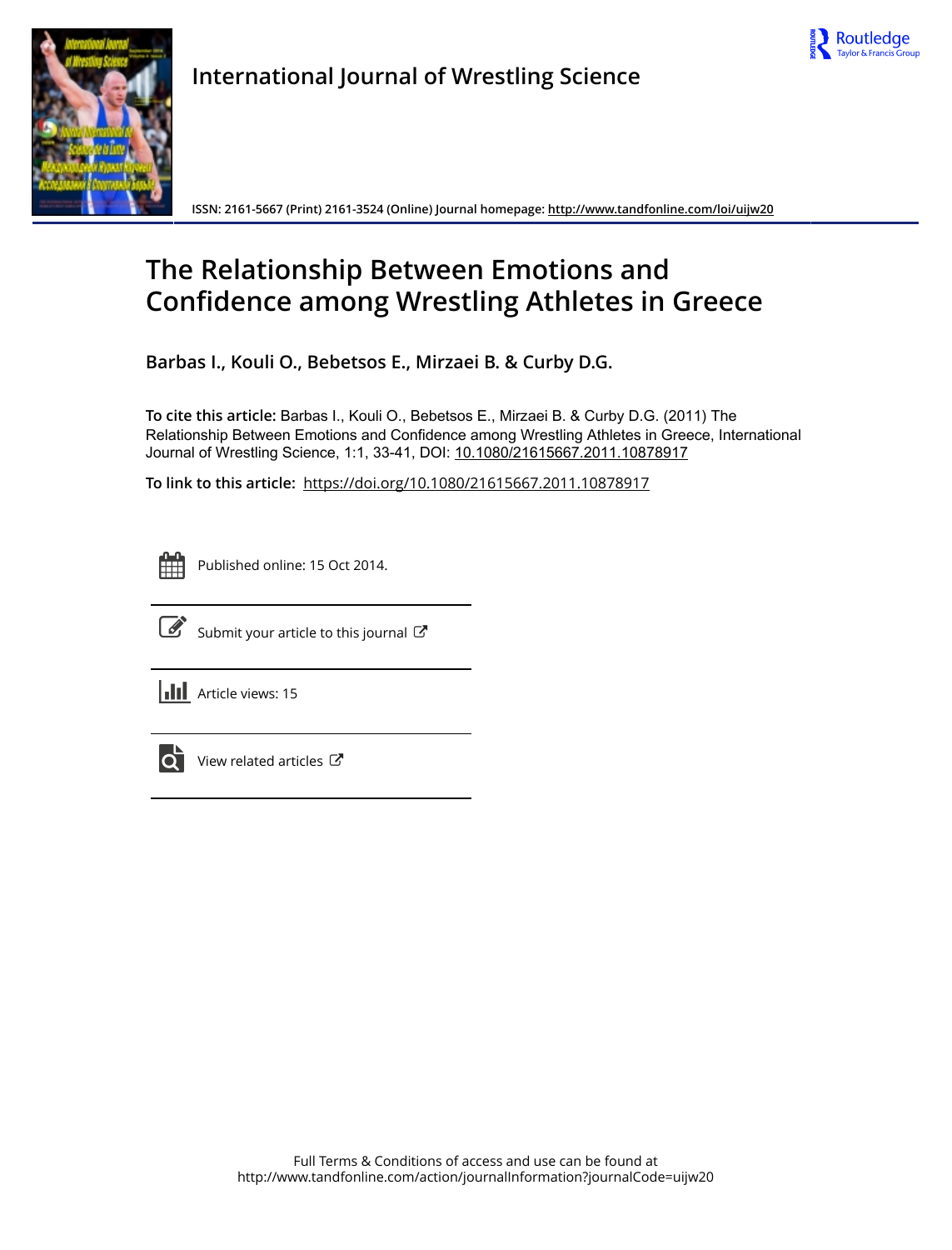International Journal of Wrestling Science

ISSN: 2161-5667 (Print) 2161-3524 (Online) Journal homepage: http://www.tandfonline.com/loi/uijw20

# The Relationship Between Emotions and Confidence among Wrestling Athletes in Greece

**Barbas I., Kouli O., Bebetsos E., Mirzaei B. & Curby D.G.**

**To cite this article:** Barbas I., Kouli O., Bebetsos E., Mirzaei B. & Curby D.G. (2011) The Relationship Between Emotions and Confidence among Wrestling Athletes in Greece, International Journal of Wrestling Science, 1:1, 33-41, DOI: 10.1080/21615667.2011.10878917

**To link to this article:** https://doi.org/10.1080/21615667.2011.10878917

Published online: 15 Oct 2014.

Submit your article to this journal

Article views: 15

View related articles

Full Terms & Conditions of access and use can be found at
http://www.tandfonline.com/action/journalInformation?journalCode=uijw20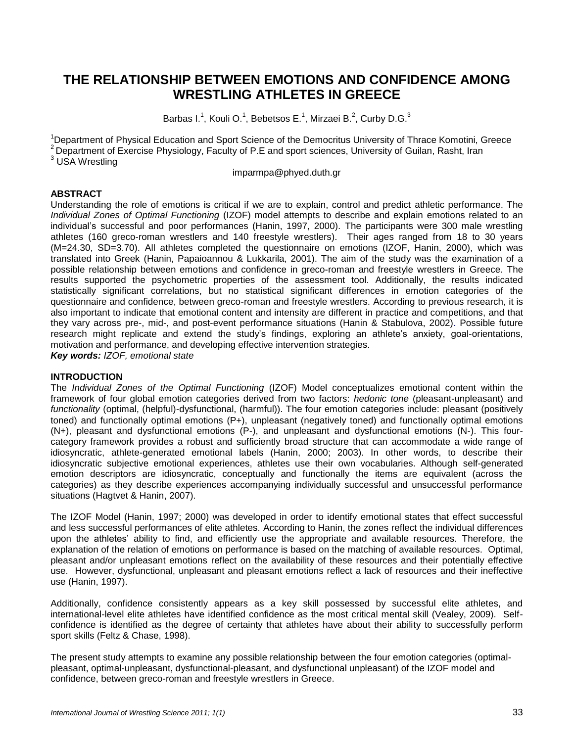# THE RELATIONSHIP BETWEEN EMOTIONS AND CONFIDENCE AMONG WRESTLING ATHLETES IN GREECE

Barbas I.[1], Kouli O.[1], Bebetsos E.[1], Mirzaei B.[2], Curby D.G.[3]

[1]Department of Physical Education and Sport Science of the Democritus University of Thrace Komotini, Greece
[2]Department of Exercise Physiology, Faculty of P.E and sport sciences, University of Guilan, Rasht, Iran
[3] USA Wrestling

impparmpa@phyed.duth.gr

## ABSTRACT

Understanding the role of emotions is critical if we are to explain, control and predict athletic performance. The *Individual Zones of Optimal Functioning* (IZOF) model attempts to describe and explain emotions related to an individual's successful and poor performances (Hanin, 1997, 2000). The participants were 300 male wrestling athletes (160 greco-roman wrestlers and 140 freestyle wrestlers). Their ages ranged from 18 to 30 years (M=24.30, SD=3.70). All athletes completed the questionnaire on emotions (IZOF, Hanin, 2000), which was translated into Greek (Hanin, Papaioannou & Lukkarila, 2001). The aim of the study was the examination of a possible relationship between emotions and confidence in greco-roman and freestyle wrestlers in Greece. The results supported the psychometric properties of the assessment tool. Additionally, the results indicated statistically significant correlations, but no statistical significant differences in emotion categories of the questionnaire and confidence, between greco-roman and freestyle wrestlers. According to previous research, it is also important to indicate that emotional content and intensity are different in practice and competitions, and that they vary across pre-, mid-, and post-event performance situations (Hanin & Stabulova, 2002). Possible future research might replicate and extend the study's findings, exploring an athlete's anxiety, goal-orientations, motivation and performance, and developing effective intervention strategies.

***Key words:*** *IZOF, emotional state*

## INTRODUCTION

The *Individual Zones of the Optimal Functioning* (IZOF) Model conceptualizes emotional content within the framework of four global emotion categories derived from two factors: *hedonic tone* (pleasant-unpleasant) and *functionality* (optimal, (helpful)-dysfunctional, (harmful)). The four emotion categories include: pleasant (positively toned) and functionally optimal emotions (P+), unpleasant (negatively toned) and functionally optimal emotions (N+), pleasant and dysfunctional emotions (P-), and unpleasant and dysfunctional emotions (N-). This four-category framework provides a robust and sufficiently broad structure that can accommodate a wide range of idiosyncratic, athlete-generated emotional labels (Hanin, 2000; 2003). In other words, to describe their idiosyncratic subjective emotional experiences, athletes use their own vocabularies. Although self-generated emotion descriptors are idiosyncratic, conceptually and functionally the items are equivalent (across the categories) as they describe experiences accompanying individually successful and unsuccessful performance situations (Hagtvet & Hanin, 2007).

The IZOF Model (Hanin, 1997; 2000) was developed in order to identify emotional states that effect successful and less successful performances of elite athletes. According to Hanin, the zones reflect the individual differences upon the athletes' ability to find, and efficiently use the appropriate and available resources. Therefore, the explanation of the relation of emotions on performance is based on the matching of available resources. Optimal, pleasant and/or unpleasant emotions reflect on the availability of these resources and their potentially effective use. However, dysfunctional, unpleasant and pleasant emotions reflect a lack of resources and their ineffective use (Hanin, 1997).

Additionally, confidence consistently appears as a key skill possessed by successful elite athletes, and international-level elite athletes have identified confidence as the most critical mental skill (Vealey, 2009). Self-confidence is identified as the degree of certainty that athletes have about their ability to successfully perform sport skills (Feltz & Chase, 1998).

The present study attempts to examine any possible relationship between the four emotion categories (optimal-pleasant, optimal-unpleasant, dysfunctional-pleasant, and dysfunctional unpleasant) of the IZOF model and confidence, between greco-roman and freestyle wrestlers in Greece.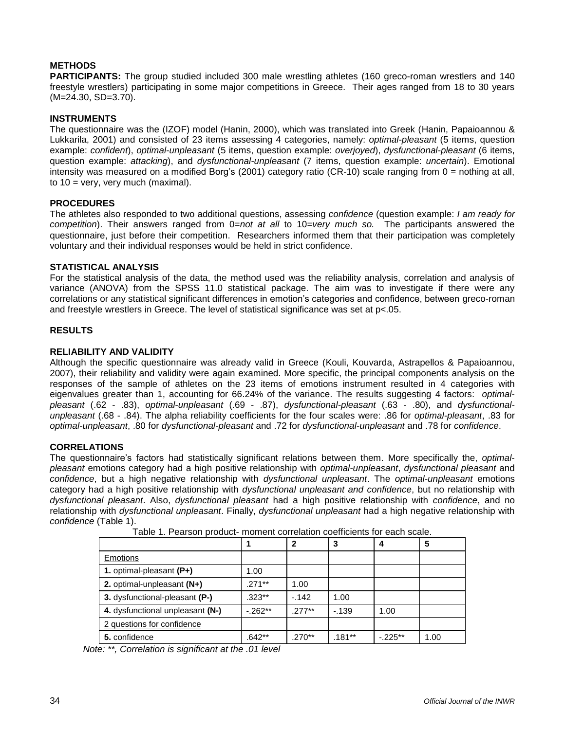## METHODS

**PARTICIPANTS:** The group studied included 300 male wrestling athletes (160 greco-roman wrestlers and 140 freestyle wrestlers) participating in some major competitions in Greece. Their ages ranged from 18 to 30 years (M=24.30, SD=3.70).

## INSTRUMENTS

The questionnaire was the (IZOF) model (Hanin, 2000), which was translated into Greek (Hanin, Papaioannou & Lukkarila, 2001) and consisted of 23 items assessing 4 categories, namely: *optimal-pleasant* (5 items, question example: *confident*), *optimal-unpleasant* (5 items, question example: *overjoyed*), *dysfunctional-pleasant* (6 items, question example: *attacking*), and *dysfunctional-unpleasant* (7 items, question example: *uncertain*). Emotional intensity was measured on a modified Borg's (2001) category ratio (CR-10) scale ranging from 0 = nothing at all, to 10 = very, very much (maximal).

## PROCEDURES

The athletes also responded to two additional questions, assessing *confidence* (question example: *I am ready for competition*). Their answers ranged from 0=*not at all* to 10=*very much so.* The participants answered the questionnaire, just before their competition. Researchers informed them that their participation was completely voluntary and their individual responses would be held in strict confidence.

## STATISTICAL ANALYSIS

For the statistical analysis of the data, the method used was the reliability analysis, correlation and analysis of variance (ANOVA) from the SPSS 11.0 statistical package. The aim was to investigate if there were any correlations or any statistical significant differences in emotion's categories and confidence, between greco-roman and freestyle wrestlers in Greece. The level of statistical significance was set at p<.05.

## RESULTS

### RELIABILITY AND VALIDITY

Although the specific questionnaire was already valid in Greece (Kouli, Kouvarda, Astrapellos & Papaioannou, 2007), their reliability and validity were again examined. More specific, the principal components analysis on the responses of the sample of athletes on the 23 items of emotions instrument resulted in 4 categories with eigenvalues greater than 1, accounting for 66.24% of the variance. The results suggesting 4 factors: *optimal-pleasant* (.62 - .83), *optimal-unpleasant* (.69 - .87), *dysfunctional-pleasant* (.63 - .80), and *dysfunctional-unpleasant* (.68 - .84). The alpha reliability coefficients for the four scales were: .86 for *optimal-pleasant*, .83 for *optimal-unpleasant*, .80 for *dysfunctional-pleasant* and .72 for *dysfunctional-unpleasant* and .78 for *confidence*.

### CORRELATIONS

The questionnaire's factors had statistically significant relations between them. More specifically the, *optimal-pleasant* emotions category had a high positive relationship with *optimal-unpleasant*, *dysfunctional pleasant* and *confidence*, but a high negative relationship with *dysfunctional unpleasant*. The *optimal-unpleasant* emotions category had a high positive relationship with *dysfunctional unpleasant and confidence*, but no relationship with *dysfunctional pleasant*. Also, *dysfunctional pleasant* had a high positive relationship with *confidence*, and no relationship with *dysfunctional unpleasant*. Finally, *dysfunctional unpleasant* had a high negative relationship with *confidence* (Table 1).

Table 1. Pearson product- moment correlation coefficients for each scale.

| | 1 | 2 | 3 | 4 | 5 |
|---|---|---|---|---|---|
| Emotions | | | | | |
| **1.** optimal-pleasant **(P+)** | 1.00 | | | | |
| **2.** optimal-unpleasant **(N+)** | .271** | 1.00 | | | |
| **3.** dysfunctional-pleasant **(P-)** | .323** | -.142 | 1.00 | | |
| **4.** dysfunctional unpleasant **(N-)** | -.262** | .277** | -.139 | 1.00 | |
| 2 questions for confidence | | | | | |
| **5.** confidence | .642** | .270** | .181** | -.225** | 1.00 |

*Note: **, Correlation is significant at the .01 level*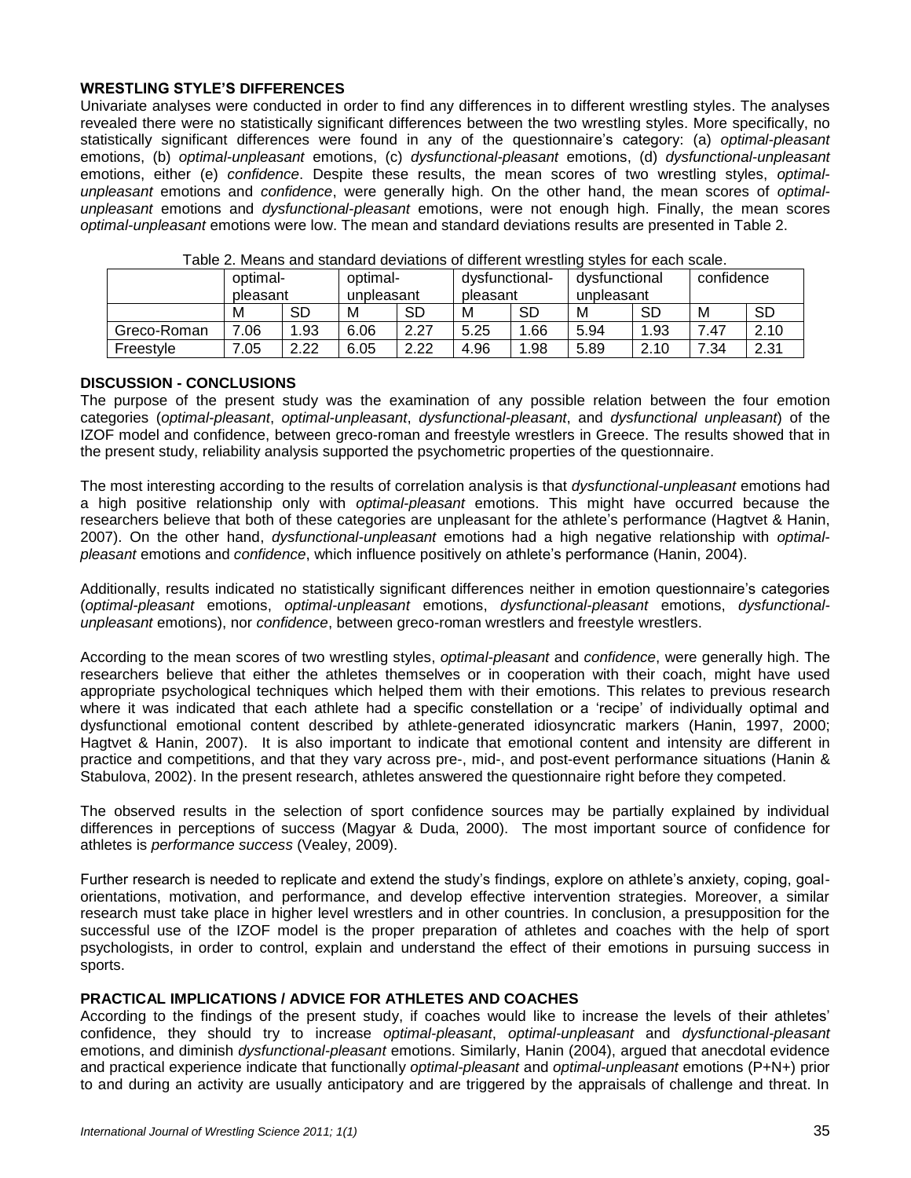## WRESTLING STYLE'S DIFFERENCES

Univariate analyses were conducted in order to find any differences in to different wrestling styles. The analyses revealed there were no statistically significant differences between the two wrestling styles. More specifically, no statistically significant differences were found in any of the questionnaire's category: (a) *optimal-pleasant* emotions, (b) *optimal-unpleasant* emotions, (c) *dysfunctional-pleasant* emotions, (d) *dysfunctional-unpleasant* emotions, either (e) *confidence*. Despite these results, the mean scores of two wrestling styles, *optimal-unpleasant* emotions and *confidence*, were generally high. On the other hand, the mean scores of *optimal-unpleasant* emotions and *dysfunctional-pleasant* emotions, were not enough high. Finally, the mean scores *optimal-unpleasant* emotions were low. The mean and standard deviations results are presented in Table 2.

Table 2. Means and standard deviations of different wrestling styles for each scale.

| | optimal-pleasant | | optimal-unpleasant | | dysfunctional-pleasant | | dysfunctional unpleasant | | confidence | |
|---|---|---|---|---|---|---|---|---|---|---|
| | M | SD | M | SD | M | SD | M | SD | M | SD |
| Greco-Roman | 7.06 | 1.93 | 6.06 | 2.27 | 5.25 | 1.66 | 5.94 | 1.93 | 7.47 | 2.10 |
| Freestyle | 7.05 | 2.22 | 6.05 | 2.22 | 4.96 | 1.98 | 5.89 | 2.10 | 7.34 | 2.31 |

## DISCUSSION - CONCLUSIONS

The purpose of the present study was the examination of any possible relation between the four emotion categories (*optimal-pleasant*, *optimal-unpleasant*, *dysfunctional-pleasant*, and *dysfunctional unpleasant*) of the IZOF model and confidence, between greco-roman and freestyle wrestlers in Greece. The results showed that in the present study, reliability analysis supported the psychometric properties of the questionnaire.

The most interesting according to the results of correlation analysis is that *dysfunctional-unpleasant* emotions had a high positive relationship only with *optimal-pleasant* emotions. This might have occurred because the researchers believe that both of these categories are unpleasant for the athlete's performance (Hagtvet & Hanin, 2007). On the other hand, *dysfunctional-unpleasant* emotions had a high negative relationship with *optimal-pleasant* emotions and *confidence*, which influence positively on athlete's performance (Hanin, 2004).

Additionally, results indicated no statistically significant differences neither in emotion questionnaire's categories (*optimal-pleasant* emotions, *optimal-unpleasant* emotions, *dysfunctional-pleasant* emotions, *dysfunctional-unpleasant* emotions), nor *confidence*, between greco-roman wrestlers and freestyle wrestlers.

According to the mean scores of two wrestling styles, *optimal-pleasant* and *confidence*, were generally high. The researchers believe that either the athletes themselves or in cooperation with their coach, might have used appropriate psychological techniques which helped them with their emotions. This relates to previous research where it was indicated that each athlete had a specific constellation or a 'recipe' of individually optimal and dysfunctional emotional content described by athlete-generated idiosyncratic markers (Hanin, 1997, 2000; Hagtvet & Hanin, 2007). It is also important to indicate that emotional content and intensity are different in practice and competitions, and that they vary across pre-, mid-, and post-event performance situations (Hanin & Stabulova, 2002). In the present research, athletes answered the questionnaire right before they competed.

The observed results in the selection of sport confidence sources may be partially explained by individual differences in perceptions of success (Magyar & Duda, 2000). The most important source of confidence for athletes is *performance success* (Vealey, 2009).

Further research is needed to replicate and extend the study's findings, explore on athlete's anxiety, coping, goal-orientations, motivation, and performance, and develop effective intervention strategies. Moreover, a similar research must take place in higher level wrestlers and in other countries. In conclusion, a presupposition for the successful use of the IZOF model is the proper preparation of athletes and coaches with the help of sport psychologists, in order to control, explain and understand the effect of their emotions in pursuing success in sports.

## PRACTICAL IMPLICATIONS / ADVICE FOR ATHLETES AND COACHES

According to the findings of the present study, if coaches would like to increase the levels of their athletes' confidence, they should try to increase *optimal-pleasant*, *optimal-unpleasant* and *dysfunctional-pleasant* emotions, and diminish *dysfunctional-pleasant* emotions. Similarly, Hanin (2004), argued that anecdotal evidence and practical experience indicate that functionally *optimal-pleasant* and *optimal-unpleasant* emotions (P+N+) prior to and during an activity are usually anticipatory and are triggered by the appraisals of challenge and threat. In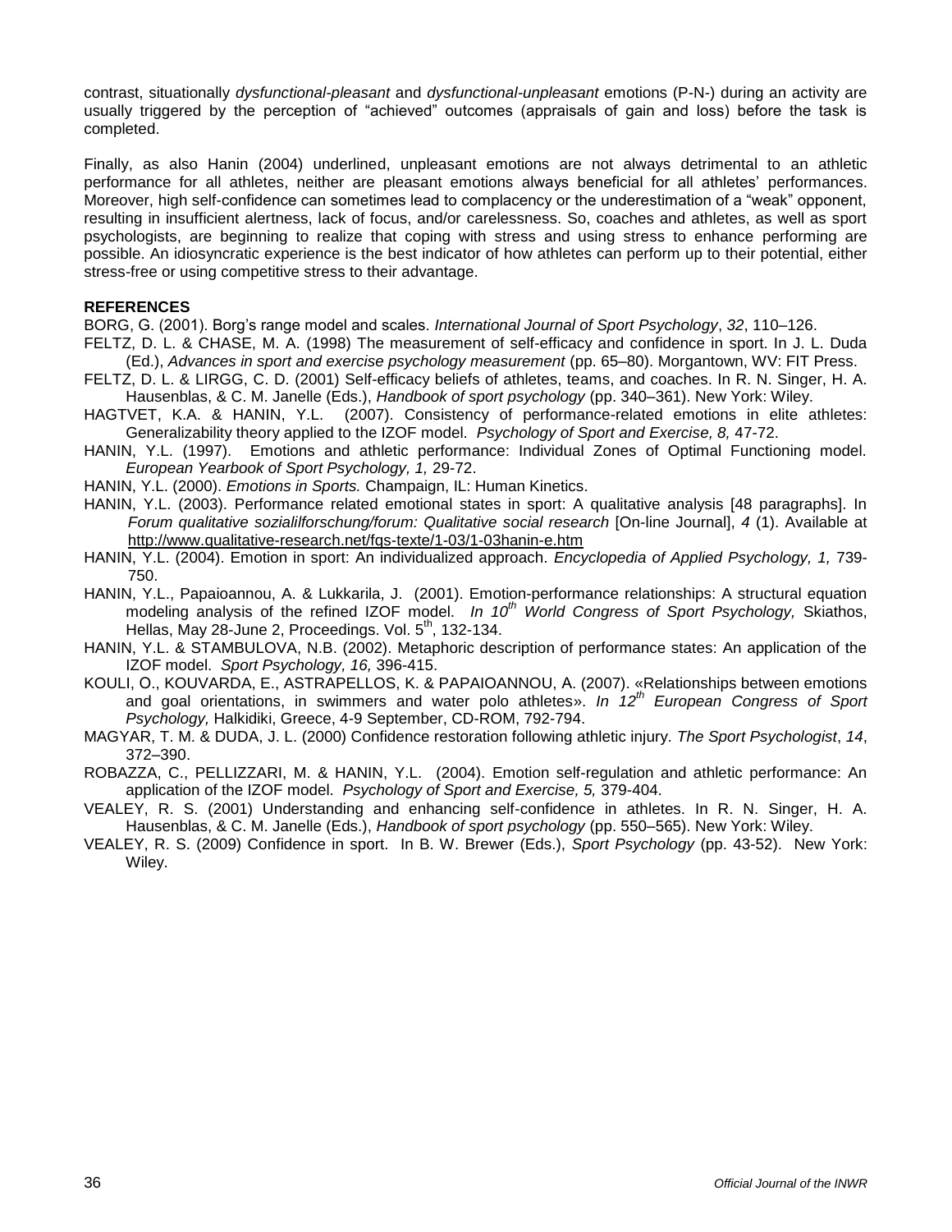contrast, situationally *dysfunctional-pleasant* and *dysfunctional-unpleasant* emotions (P-N-) during an activity are usually triggered by the perception of "achieved" outcomes (appraisals of gain and loss) before the task is completed.

Finally, as also Hanin (2004) underlined, unpleasant emotions are not always detrimental to an athletic performance for all athletes, neither are pleasant emotions always beneficial for all athletes' performances. Moreover, high self-confidence can sometimes lead to complacency or the underestimation of a "weak" opponent, resulting in insufficient alertness, lack of focus, and/or carelessness. So, coaches and athletes, as well as sport psychologists, are beginning to realize that coping with stress and using stress to enhance performing are possible. An idiosyncratic experience is the best indicator of how athletes can perform up to their potential, either stress-free or using competitive stress to their advantage.

## REFERENCES

BORG, G. (2001). Borg's range model and scales. *International Journal of Sport Psychology*, *32*, 110–126.

FELTZ, D. L. & CHASE, M. A. (1998) The measurement of self-efficacy and confidence in sport. In J. L. Duda (Ed.), *Advances in sport and exercise psychology measurement* (pp. 65–80). Morgantown, WV: FIT Press.

FELTZ, D. L. & LIRGG, C. D. (2001) Self-efficacy beliefs of athletes, teams, and coaches. In R. N. Singer, H. A. Hausenblas, & C. M. Janelle (Eds.), *Handbook of sport psychology* (pp. 340–361). New York: Wiley.

HAGTVET, K.A. & HANIN, Y.L. (2007). Consistency of performance-related emotions in elite athletes: Generalizability theory applied to the IZOF model. *Psychology of Sport and Exercise, 8,* 47-72.

HANIN, Y.L. (1997). Emotions and athletic performance: Individual Zones of Optimal Functioning model. *European Yearbook of Sport Psychology, 1,* 29-72.

HANIN, Y.L. (2000). *Emotions in Sports.* Champaign, IL: Human Kinetics.

HANIN, Y.L. (2003). Performance related emotional states in sport: A qualitative analysis [48 paragraphs]. In *Forum qualitative sozialilforschung/forum: Qualitative social research* [On-line Journal], *4* (1). Available at http://www.qualitative-research.net/fqs-texte/1-03/1-03hanin-e.htm

HANIN, Y.L. (2004). Emotion in sport: An individualized approach. *Encyclopedia of Applied Psychology, 1,* 739-750.

HANIN, Y.L., Papaioannou, A. & Lukkarila, J. (2001). Emotion-performance relationships: A structural equation modeling analysis of the refined IZOF model. *In 10th World Congress of Sport Psychology,* Skiathos, Hellas, May 28-June 2, Proceedings. Vol. 5th, 132-134.

HANIN, Y.L. & STAMBULOVA, N.B. (2002). Metaphoric description of performance states: An application of the IZOF model. *Sport Psychology, 16,* 396-415.

KOULI, O., KOUVARDA, E., ASTRAPELLOS, K. & PAPAIOANNOU, A. (2007). «Relationships between emotions and goal orientations, in swimmers and water polo athletes». *In 12th European Congress of Sport Psychology,* Halkidiki, Greece, 4-9 September, CD-ROM, 792-794.

MAGYAR, T. M. & DUDA, J. L. (2000) Confidence restoration following athletic injury. *The Sport Psychologist*, *14*, 372–390.

ROBAZZA, C., PELLIZZARI, M. & HANIN, Y.L. (2004). Emotion self-regulation and athletic performance: An application of the IZOF model. *Psychology of Sport and Exercise, 5,* 379-404.

VEALEY, R. S. (2001) Understanding and enhancing self-confidence in athletes. In R. N. Singer, H. A. Hausenblas, & C. M. Janelle (Eds.), *Handbook of sport psychology* (pp. 550–565). New York: Wiley.

VEALEY, R. S. (2009) Confidence in sport. In B. W. Brewer (Eds.), *Sport Psychology* (pp. 43-52). New York: Wiley.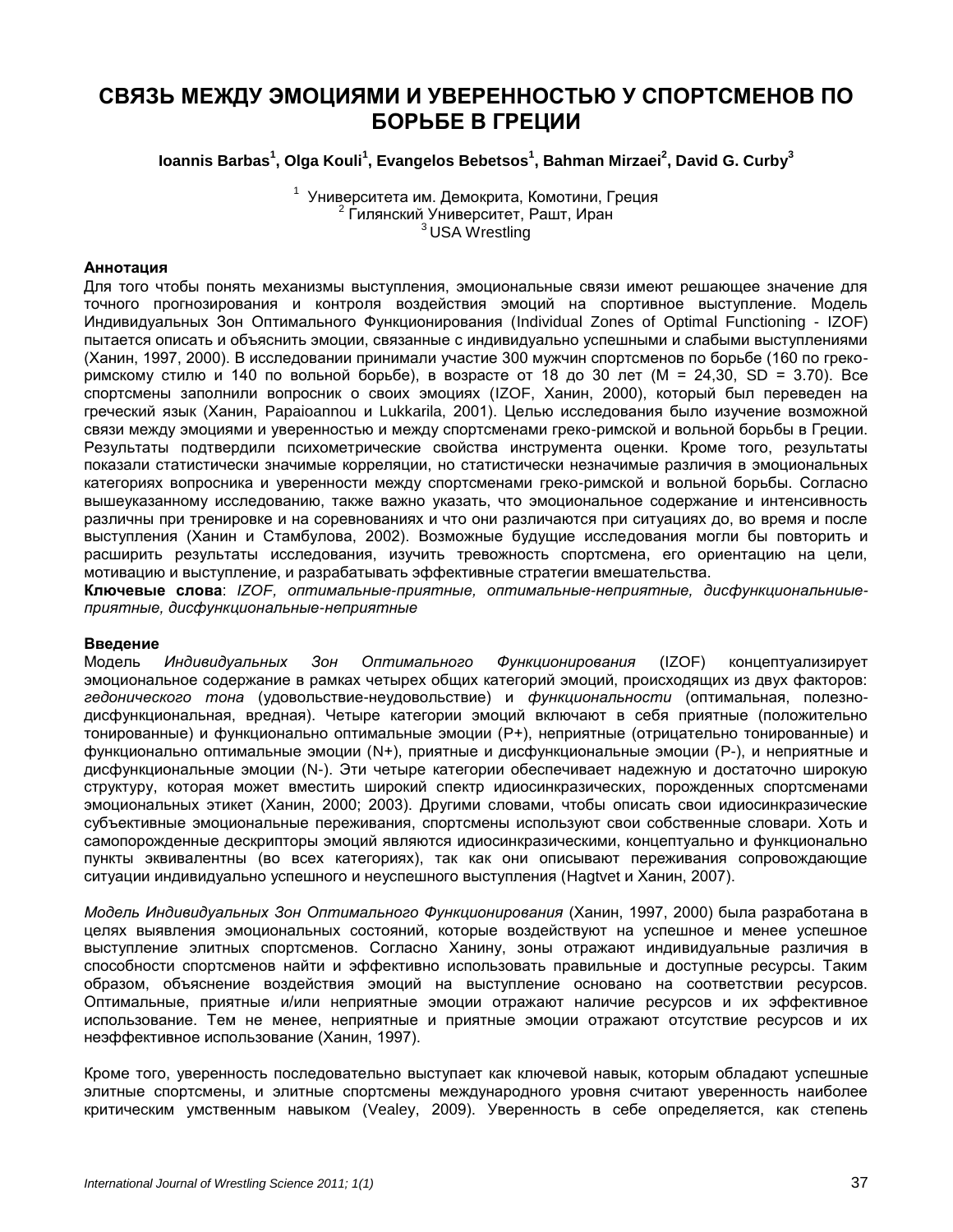# СВЯЗЬ МЕЖДУ ЭМОЦИЯМИ И УВЕРЕННОСТЬЮ У СПОРТСМЕНОВ ПО БОРЬБЕ В ГРЕЦИИ

**Ioannis Barbas[1], Olga Kouli[1], Evangelos Bebetsos[1], Bahman Mirzaei[2], David G. Curby[3]**

[1] Университета им. Демокрита, Комотини, Греция
[2] Гилянский Университет, Рашт, Иран
[3] USA Wrestling

**Аннотация**

Для того чтобы понять механизмы выступления, эмоциональные связи имеют решающее значение для точного прогнозирования и контроля воздействия эмоций на спортивное выступление. Модель Индивидуальных Зон Оптимального Функционирования (Individual Zones of Optimal Functioning - IZOF) пытается описать и объяснить эмоции, связанные с индивидуально успешными и слабыми выступлениями (Ханин, 1997, 2000). В исследовании принимали участие 300 мужчин спортсменов по борьбе (160 по греко-римскому стилю и 140 по вольной борьбе), в возрасте от 18 до 30 лет (M = 24,30, SD = 3.70). Все спортсмены заполнили вопросник о своих эмоциях (IZOF, Ханин, 2000), который был переведен на греческий язык (Ханин, Papaioannou и Lukkarila, 2001). Целью исследования было изучение возможной связи между эмоциями и уверенностью и между спортсменами греко-римской и вольной борьбы в Греции. Результаты подтвердили психометрические свойства инструмента оценки. Кроме того, результаты показали статистически значимые корреляции, но статистически незначимые различия в эмоциональных категориях вопросника и уверенности между спортсменами греко-римской и вольной борьбы. Согласно вышеуказанному исследованию, также важно указать, что эмоциональное содержание и интенсивность различны при тренировке и на соревнованиях и что они различаются при ситуациях до, во время и после выступления (Ханин и Стамбулова, 2002). Возможные будущие исследования могли бы повторить и расширить результаты исследования, изучить тревожность спортсмена, его ориентацию на цели, мотивацию и выступление, и разрабатывать эффективные стратегии вмешательства.

**Ключевые слова**: *IZOF, оптимальные-приятные, оптимальные-неприятные, дисфункциональниые-приятные, дисфункциональные-неприятные*

**Введение**

Модель *Индивидуальных Зон Оптимального Функционирования* (IZOF) концептуализирует эмоциональное содержание в рамках четырех общих категорий эмоций, происходящих из двух факторов: *гедонического тона* (удовольствие-неудовольствие) и *функциональности* (оптимальная, полезно-дисфункциональная, вредная). Четыре категории эмоций включают в себя приятные (положительно тонированные) и функционально оптимальные эмоции (P+), неприятные (отрицательно тонированные) и функционально оптимальные эмоции (N+), приятные и дисфункциональные эмоции (P-), и неприятные и дисфункциональные эмоции (N-). Эти четыре категории обеспечивает надежную и достаточно широкую структуру, которая может вместить широкий спектр идиосинкразических, порожденных спортсменами эмоциональных этикет (Ханин, 2000; 2003). Другими словами, чтобы описать свои идиосинкразические субъективные эмоциональные переживания, спортсмены используют свои собственные словари. Хоть и самопорожденные дескрипторы эмоций являются идиосинкразическими, концептуально и функционально пункты эквивалентны (во всех категориях), так как они описывают переживания сопровождающие ситуации индивидуально успешного и неуспешного выступления (Hagtvet и Ханин, 2007).

*Модель Индивидуальных Зон Оптимального Функционирования* (Ханин, 1997, 2000) была разработана в целях выявления эмоциональных состояний, которые воздействуют на успешное и менее успешное выступление элитных спортсменов. Согласно Ханину, зоны отражают индивидуальные различия в способности спортсменов найти и эффективно использовать правильные и доступные ресурсы. Таким образом, объяснение воздействия эмоций на выступление основано на соответствии ресурсов. Оптимальные, приятные и/или неприятные эмоции отражают наличие ресурсов и их эффективное использование. Тем не менее, неприятные и приятные эмоции отражают отсутствие ресурсов и их неэффективное использование (Ханин, 1997).

Кроме того, уверенность последовательно выступает как ключевой навык, которым обладают успешные элитные спортсмены, и элитные спортсмены международного уровня считают уверенность наиболее критическим умственным навыком (Vealey, 2009). Уверенность в себе определяется, как степень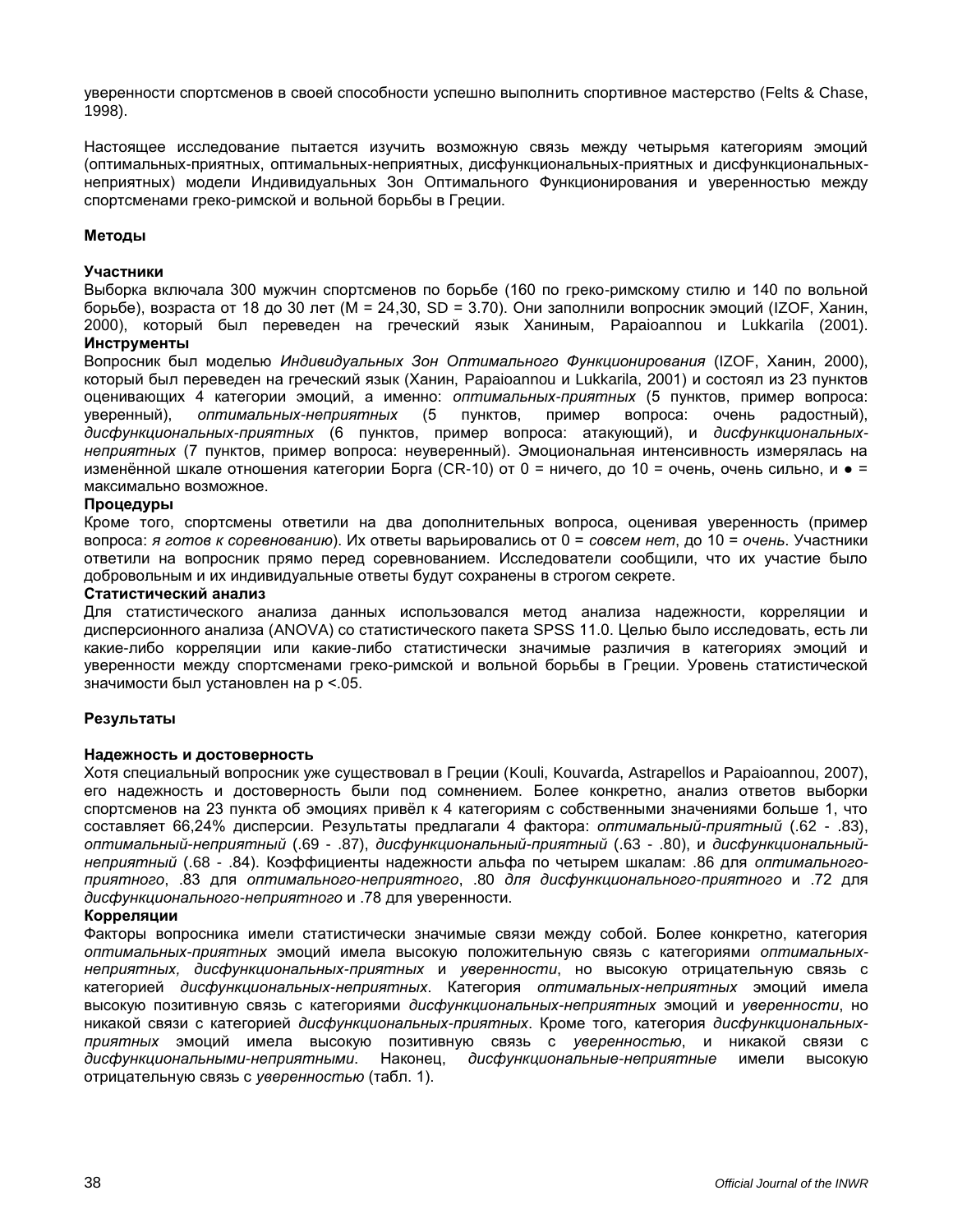уверенности спортсменов в своей способности успешно выполнить спортивное мастерство (Felts & Chase, 1998).

Настоящее исследование пытается изучить возможную связь между четырьмя категориям эмоций (оптимальных-приятных, оптимальных-неприятных, дисфункциональных-приятных и дисфункциональных-неприятных) модели Индивидуальных Зон Оптимального Функционирования и уверенностью между спортсменами греко-римской и вольной борьбы в Греции.

## Методы

### Участники

Выборка включала 300 мужчин спортсменов по борьбе (160 по греко-римскому стилю и 140 по вольной борьбе), возраста от 18 до 30 лет (M = 24,30, SD = 3.70). Они заполнили вопросник эмоций (IZOF, Ханин, 2000), который был переведен на греческий язык Ханиным, Papaioannou и Lukkarila (2001).

### Инструменты

Вопросник был моделью *Индивидуальных Зон Оптимального Функционирования* (IZOF, Ханин, 2000), который был переведен на греческий язык (Ханин, Papaioannou и Lukkarila, 2001) и состоял из 23 пунктов оценивающих 4 категории эмоций, а именно: *оптимальных-приятных* (5 пунктов, пример вопроса: уверенный), *оптимальных-неприятных* (5 пунктов, пример вопроса: очень радостный), *дисфункциональных-приятных* (6 пунктов, пример вопроса: атакующий), и *дисфункциональных-неприятных* (7 пунктов, пример вопроса: неуверенный). Эмоциональная интенсивность измерялась на изменённой шкале отношения категории Борга (CR-10) от 0 = ничего, до 10 = очень, очень сильно, и ● = максимально возможное.

### Процедуры

Кроме того, спортсмены ответили на два дополнительных вопроса, оценивая уверенность (пример вопроса: *я готов к соревнованию*). Их ответы варьировались от 0 = *совсем нет*, до 10 = *очень*. Участники ответили на вопросник прямо перед соревнованием. Исследователи сообщили, что их участие было добровольным и их индивидуальные ответы будут сохранены в строгом секрете.

### Статистический анализ

Для статистического анализа данных использовался метод анализа надежности, корреляции и дисперсионного анализа (ANOVA) со статистического пакета SPSS 11.0. Целью было исследовать, есть ли какие-либо корреляции или какие-либо статистически значимые различия в категориях эмоций и уверенности между спортсменами греко-римской и вольной борьбы в Греции. Уровень статистической значимости был установлен на $p < .05$.

## Результаты

### Надежность и достоверность

Хотя специальный вопросник уже существовал в Греции (Kouli, Kouvarda, Astrapellos и Papaioannou, 2007), его надежность и достоверность были под сомнением. Более конкретно, анализ ответов выборки спортсменов на 23 пункта об эмоциях привёл к 4 категориям с собственными значениями больше 1, что составляет 66,24% дисперсии. Результаты предлагали 4 фактора: *оптимальный-приятный* (.62 - .83), *оптимальный-неприятный* (.69 - .87), *дисфункциональный-приятный* (.63 - .80), и *дисфункциональный-неприятный* (.68 - .84). Коэффициенты надежности альфа по четырем шкалам: .86 для *оптимального-приятного*, .83 для *оптимального-неприятного*, .80 *для дисфункционального-приятного* и .72 для *дисфункционального-неприятного* и .78 для уверенности.

### Корреляции

Факторы вопросника имели статистически значимые связи между собой. Более конкретно, категория *оптимальных-приятных* эмоций имела высокую положительную связь с категориями *оптимальных-неприятных, дисфункциональных-приятных* и *уверенности*, но высокую отрицательную связь с категорией *дисфункциональных-неприятных*. Категория *оптимальных-неприятных* эмоций имела высокую позитивную связь с категориями *дисфункциональных-неприятных* эмоций и *уверенности*, но никакой связи с категорией *дисфункциональных-приятных*. Кроме того, категория *дисфункциональных-приятных* эмоций имела высокую позитивную связь с *уверенностью*, и никакой связи с *дисфункциональными-неприятными*. Наконец, *дисфункциональные-неприятные* имели высокую отрицательную связь с *уверенностью* (табл. 1).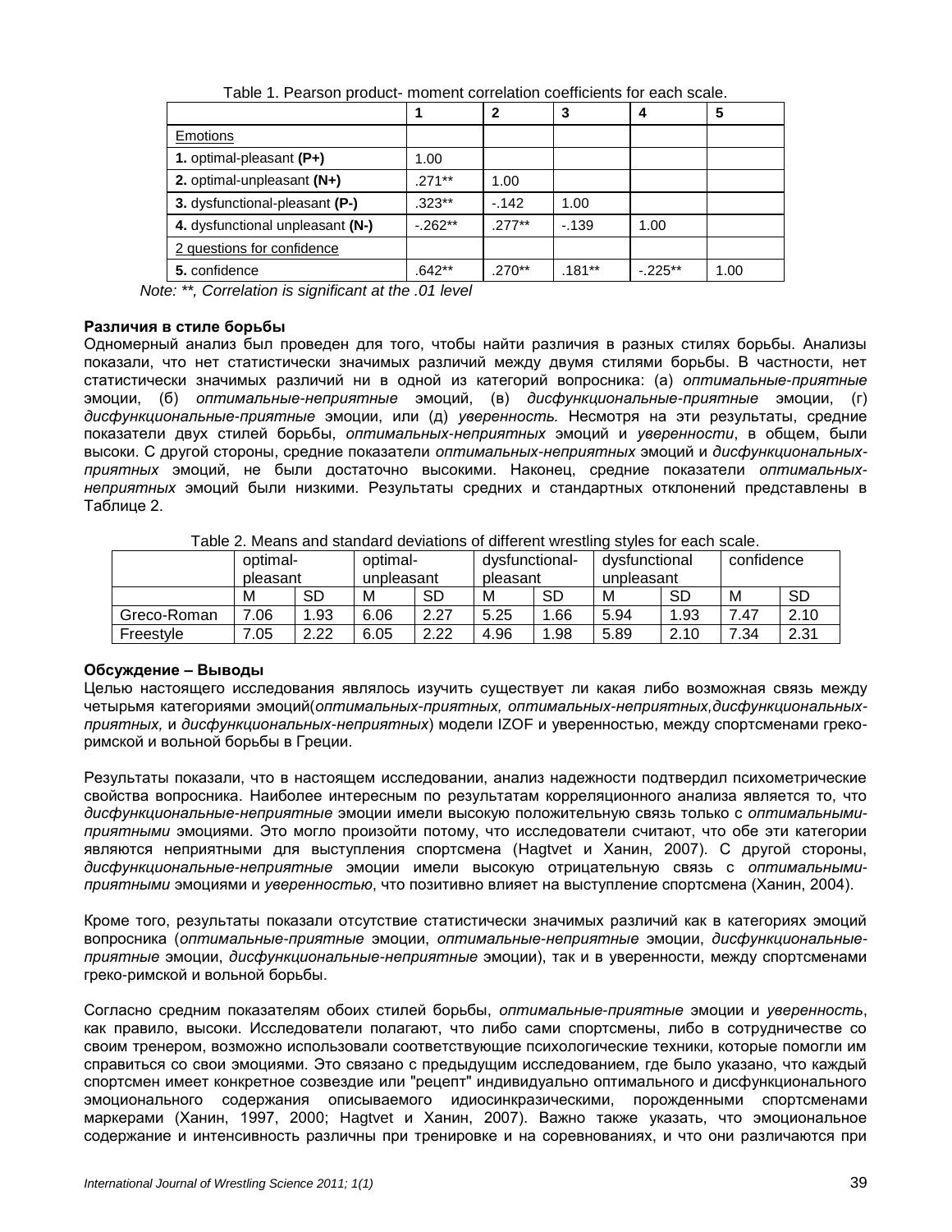Table 1. Pearson product- moment correlation coefficients for each scale.

| | 1 | 2 | 3 | 4 | 5 |
|---|---|---|---|---|---|
| Emotions | | | | | |
| **1.** optimal-pleasant **(P+)** | 1.00 | | | | |
| **2.** optimal-unpleasant **(N+)** | .271** | 1.00 | | | |
| **3.** dysfunctional-pleasant **(P-)** | .323** | -.142 | 1.00 | | |
| **4.** dysfunctional unpleasant **(N-)** | -.262** | .277** | -.139 | 1.00 | |
| 2 questions for confidence | | | | | |
| **5.** confidence | .642** | .270** | .181** | -.225** | 1.00 |

*Note: **, Correlation is significant at the .01 level*

**Различия в стиле борьбы**

Одномерный анализ был проведен для того, чтобы найти различия в разных стилях борьбы. Анализы показали, что нет статистически значимых различий между двумя стилями борьбы. В частности, нет статистически значимых различий ни в одной из категорий вопросника: (а) *оптимальные-приятные* эмоции, (б) *оптимальные-неприятные* эмоций, (в) *дисфункциональные-приятные* эмоции, (г) *дисфункциональные-приятные* эмоции, или (д) *уверенность.* Несмотря на эти результаты, средние показатели двух стилей борьбы, *оптимальных-неприятных* эмоций и *уверенности*, в общем, были высоки. С другой стороны, средние показатели *оптимальных-неприятных* эмоций и *дисфункциональных-приятных* эмоций, не были достаточно высокими. Наконец, средние показатели *оптимальных-неприятных* эмоций были низкими. Результаты средних и стандартных отклонений представлены в Таблице 2.

Table 2. Means and standard deviations of different wrestling styles for each scale.

| | optimal-pleasant | | optimal-unpleasant | | dysfunctional-pleasant | | dysfunctional unpleasant | | confidence | |
|---|---|---|---|---|---|---|---|---|---|---|
| | M | SD | M | SD | M | SD | M | SD | M | SD |
| Greco-Roman | 7.06 | 1.93 | 6.06 | 2.27 | 5.25 | 1.66 | 5.94 | 1.93 | 7.47 | 2.10 |
| Freestyle | 7.05 | 2.22 | 6.05 | 2.22 | 4.96 | 1.98 | 5.89 | 2.10 | 7.34 | 2.31 |

**Обсуждение – Выводы**

Целью настоящего исследования являлось изучить существует ли какая либо возможная связь между четырьмя категориями эмоций(*оптимальных-приятных, оптимальных-неприятных,дисфункциональных-приятных,* и *дисфункциональных-неприятных*) модели IZOF и уверенностью, между спортсменами греко-римской и вольной борьбы в Греции.

Результаты показали, что в настоящем исследовании, анализ надежности подтвердил психометрические свойства вопросника. Наиболее интересным по результатам корреляционного анализа является то, что *дисфункциональные-неприятные* эмоции имели высокую положительную связь только с *оптимальными-приятными* эмоциями. Это могло произойти потому, что исследователи считают, что обе эти категории являются неприятными для выступления спортсмена (Hagtvet и Ханин, 2007). С другой стороны, *дисфункциональные-неприятные* эмоции имели высокую отрицательную связь с *оптимальными-приятными* эмоциями и *уверенностью*, что позитивно влияет на выступление спортсмена (Ханин, 2004).

Кроме того, результаты показали отсутствие статистически значимых различий как в категориях эмоций вопросника (*оптимальные-приятные* эмоции, *оптимальные-неприятные* эмоции, *дисфункциональные-приятные* эмоции, *дисфункциональные-неприятные* эмоции), так и в уверенности, между спортсменами греко-римской и вольной борьбы.

Согласно средним показателям обоих стилей борьбы, *оптимальные-приятные* эмоции и *уверенность*, как правило, высоки. Исследователи полагают, что либо сами спортсмены, либо в сотрудничестве со своим тренером, возможно использовали соответствующие психологические техники, которые помогли им справиться со свои эмоциями. Это связано с предыдущим исследованием, где было указано, что каждый спортсмен имеет конкретное созвездие или "рецепт" индивидуально оптимального и дисфункционального эмоционального содержания описываемого идиосинкразическими, порожденными спортсменами маркерами (Ханин, 1997, 2000; Hagtvet и Ханин, 2007). Важно также указать, что эмоциональное содержание и интенсивность различны при тренировке и на соревнованиях, и что они различаются при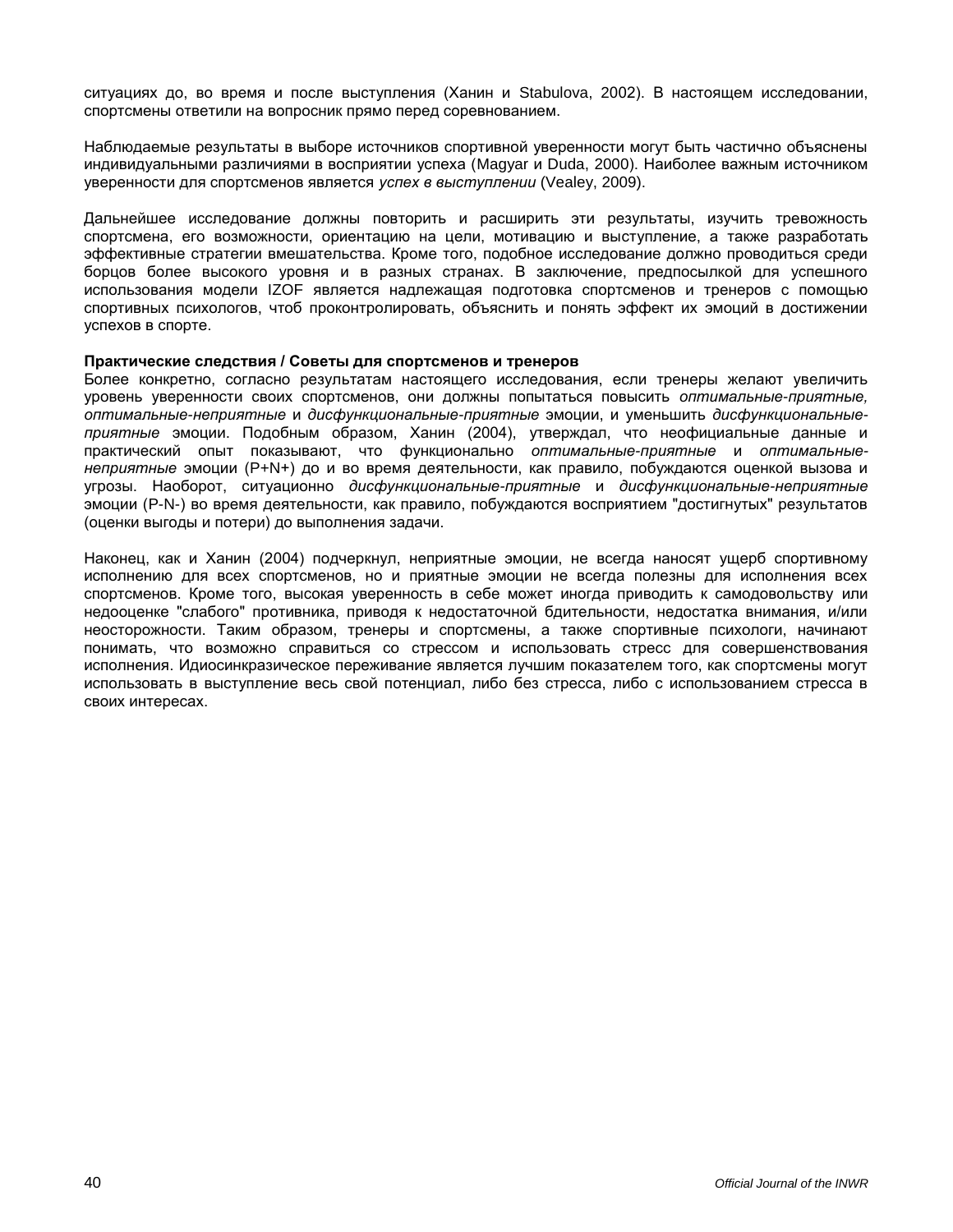ситуациях до, во время и после выступления (Ханин и Stabulova, 2002). В настоящем исследовании, спортсмены ответили на вопросник прямо перед соревнованием.

Наблюдаемые результаты в выборе источников спортивной уверенности могут быть частично объяснены индивидуальными различиями в восприятии успеха (Magyar и Duda, 2000). Наиболее важным источником уверенности для спортсменов является *успех в выступлении* (Vealey, 2009).

Дальнейшее исследование должны повторить и расширить эти результаты, изучить тревожность спортсмена, его возможности, ориентацию на цели, мотивацию и выступление, а также разработать эффективные стратегии вмешательства. Кроме того, подобное исследование должно проводиться среди борцов более высокого уровня и в разных странах. В заключение, предпосылкой для успешного использования модели IZOF является надлежащая подготовка спортсменов и тренеров с помощью спортивных психологов, чтоб проконтролировать, объяснить и понять эффект их эмоций в достижении успехов в спорте.

**Практические следствия / Советы для спортсменов и тренеров**

Более конкретно, согласно результатам настоящего исследования, если тренеры желают увеличить уровень уверенности своих спортсменов, они должны попытаться повысить *оптимальные-приятные, оптимальные-неприятные* и *дисфункциональные-приятные* эмоции, и уменьшить *дисфункциональные-приятные* эмоции. Подобным образом, Ханин (2004), утверждал, что неофициальные данные и практический опыт показывают, что функционально *оптимальные-приятные* и *оптимальные-неприятные* эмоции (P+N+) до и во время деятельности, как правило, побуждаются оценкой вызова и угрозы. Наоборот, ситуационно *дисфункциональные-приятные* и *дисфункциональные-неприятные* эмоции (P-N-) во время деятельности, как правило, побуждаются восприятием "достигнутых" результатов (оценки выгоды и потери) до выполнения задачи.

Наконец, как и Ханин (2004) подчеркнул, неприятные эмоции, не всегда наносят ущерб спортивному исполнению для всех спортсменов, но и приятные эмоции не всегда полезны для исполнения всех спортсменов. Кроме того, высокая уверенность в себе может иногда приводить к самодовольству или недооценке "слабого" противника, приводя к недостаточной бдительности, недостатка внимания, и/или неосторожности. Таким образом, тренеры и спортсмены, а также спортивные психологи, начинают понимать, что возможно справиться со стрессом и использовать стресс для совершенствования исполнения. Идиосинкразическое переживание является лучшим показателем того, как спортсмены могут использовать в выступление весь свой потенциал, либо без стресса, либо с использованием стресса в своих интересах.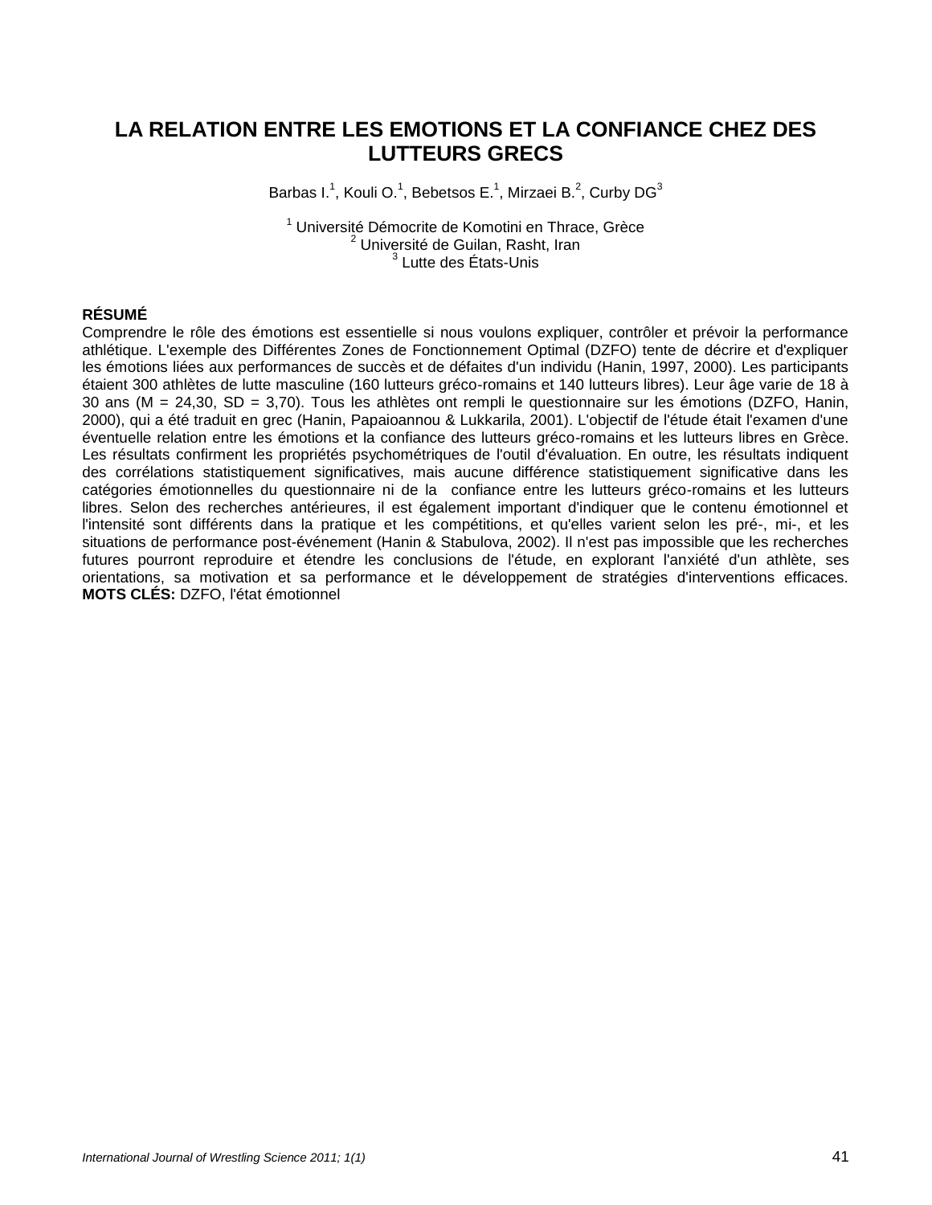# LA RELATION ENTRE LES EMOTIONS ET LA CONFIANCE CHEZ DES LUTTEURS GRECS

Barbas I.[1], Kouli O.[1], Bebetsos E.[1], Mirzaei B.[2], Curby DG[3]

[1] Université Démocrite de Komotini en Thrace, Grèce
[2] Université de Guilan, Rasht, Iran
[3] Lutte des États-Unis

**RÉSUMÉ**

Comprendre le rôle des émotions est essentielle si nous voulons expliquer, contrôler et prévoir la performance athlétique. L'exemple des Différentes Zones de Fonctionnement Optimal (DZFO) tente de décrire et d'expliquer les émotions liées aux performances de succès et de défaites d'un individu (Hanin, 1997, 2000). Les participants étaient 300 athlètes de lutte masculine (160 lutteurs gréco-romains et 140 lutteurs libres). Leur âge varie de 18 à 30 ans (M = 24,30, SD = 3,70). Tous les athlètes ont rempli le questionnaire sur les émotions (DZFO, Hanin, 2000), qui a été traduit en grec (Hanin, Papaioannou & Lukkarila, 2001). L'objectif de l'étude était l'examen d'une éventuelle relation entre les émotions et la confiance des lutteurs gréco-romains et les lutteurs libres en Grèce. Les résultats confirment les propriétés psychométriques de l'outil d'évaluation. En outre, les résultats indiquent des corrélations statistiquement significatives, mais aucune différence statistiquement significative dans les catégories émotionnelles du questionnaire ni de la confiance entre les lutteurs gréco-romains et les lutteurs libres. Selon des recherches antérieures, il est également important d'indiquer que le contenu émotionnel et l'intensité sont différents dans la pratique et les compétitions, et qu'elles varient selon les pré-, mi-, et les situations de performance post-événement (Hanin & Stabulova, 2002). Il n'est pas impossible que les recherches futures pourront reproduire et étendre les conclusions de l'étude, en explorant l'anxiété d'un athlète, ses orientations, sa motivation et sa performance et le développement de stratégies d'interventions efficaces.
**MOTS CLÉS:** DZFO, l'état émotionnel